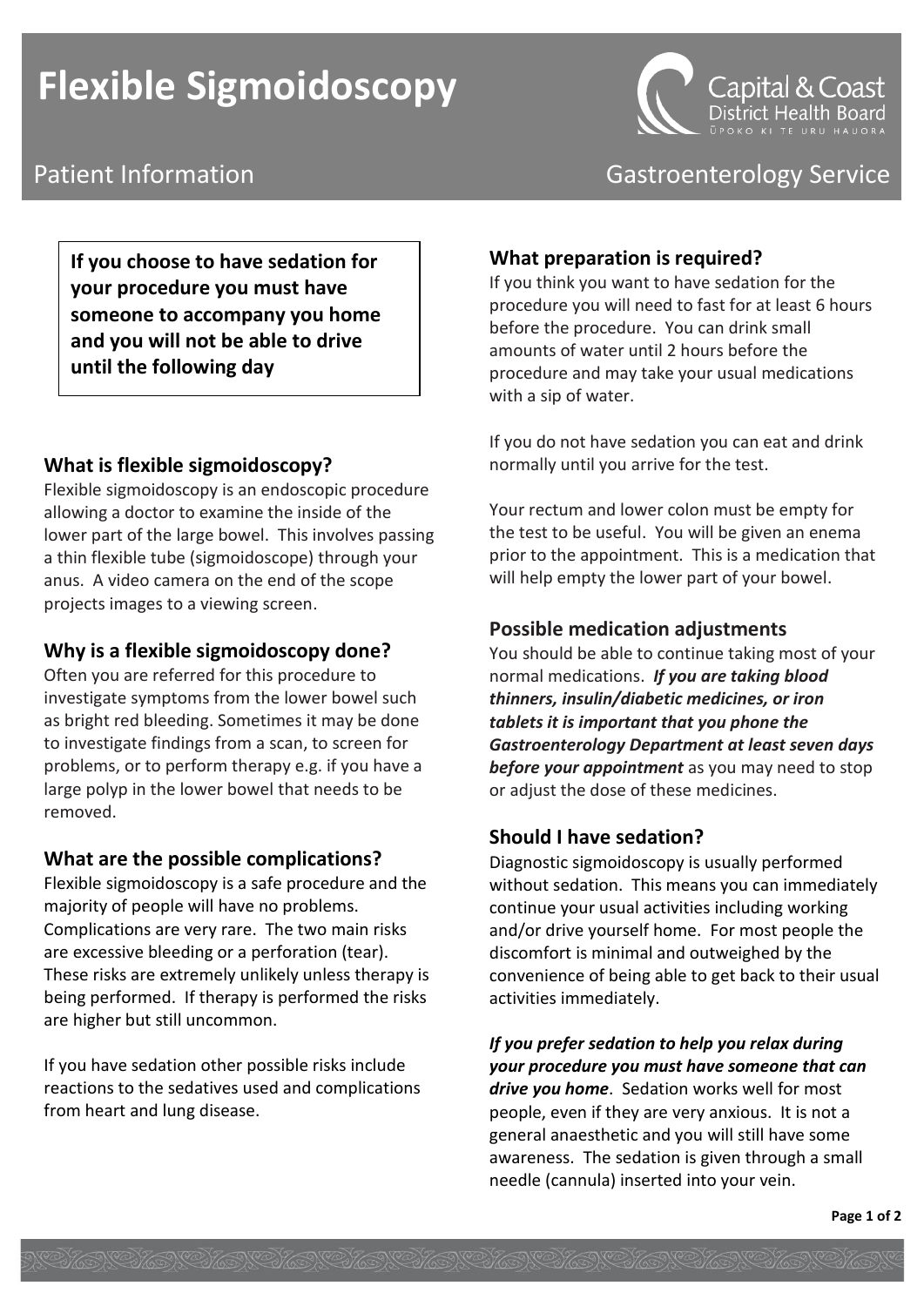# Flexible Sigmoidoscopy

Capital & Coast District Health Board
ŪPOKO KI TE URU HAUORA

Patient Information

Gastroenterology Service

**If you choose to have sedation for your procedure you must have someone to accompany you home and you will not be able to drive until the following day**

## What is flexible sigmoidoscopy?

Flexible sigmoidoscopy is an endoscopic procedure allowing a doctor to examine the inside of the lower part of the large bowel. This involves passing a thin flexible tube (sigmoidoscope) through your anus. A video camera on the end of the scope projects images to a viewing screen.

## Why is a flexible sigmoidoscopy done?

Often you are referred for this procedure to investigate symptoms from the lower bowel such as bright red bleeding. Sometimes it may be done to investigate findings from a scan, to screen for problems, or to perform therapy e.g. if you have a large polyp in the lower bowel that needs to be removed.

## What are the possible complications?

Flexible sigmoidoscopy is a safe procedure and the majority of people will have no problems. Complications are very rare. The two main risks are excessive bleeding or a perforation (tear). These risks are extremely unlikely unless therapy is being performed. If therapy is performed the risks are higher but still uncommon.

If you have sedation other possible risks include reactions to the sedatives used and complications from heart and lung disease.

## What preparation is required?

If you think you want to have sedation for the procedure you will need to fast for at least 6 hours before the procedure. You can drink small amounts of water until 2 hours before the procedure and may take your usual medications with a sip of water.

If you do not have sedation you can eat and drink normally until you arrive for the test.

Your rectum and lower colon must be empty for the test to be useful. You will be given an enema prior to the appointment. This is a medication that will help empty the lower part of your bowel.

## Possible medication adjustments

You should be able to continue taking most of your normal medications. ***If you are taking blood thinners, insulin/diabetic medicines, or iron tablets it is important that you phone the Gastroenterology Department at least seven days before your appointment*** as you may need to stop or adjust the dose of these medicines.

## Should I have sedation?

Diagnostic sigmoidoscopy is usually performed without sedation. This means you can immediately continue your usual activities including working and/or drive yourself home. For most people the discomfort is minimal and outweighed by the convenience of being able to get back to their usual activities immediately.

***If you prefer sedation to help you relax during your procedure you must have someone that can drive you home***. Sedation works well for most people, even if they are very anxious. It is not a general anaesthetic and you will still have some awareness. The sedation is given through a small needle (cannula) inserted into your vein.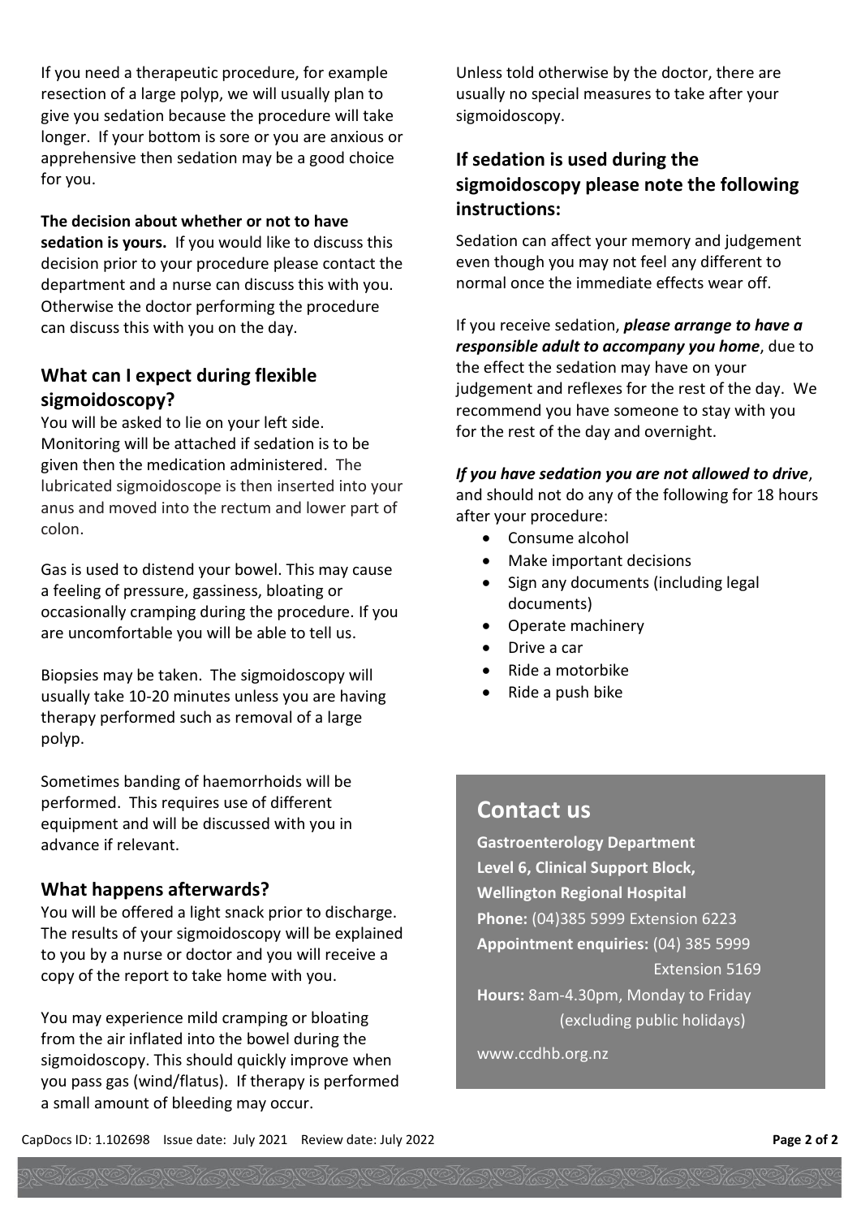If you need a therapeutic procedure, for example resection of a large polyp, we will usually plan to give you sedation because the procedure will take longer. If your bottom is sore or you are anxious or apprehensive then sedation may be a good choice for you.

**The decision about whether or not to have sedation is yours.** If you would like to discuss this decision prior to your procedure please contact the department and a nurse can discuss this with you. Otherwise the doctor performing the procedure can discuss this with you on the day.

## What can I expect during flexible sigmoidoscopy?

You will be asked to lie on your left side. Monitoring will be attached if sedation is to be given then the medication administered. The lubricated sigmoidoscope is then inserted into your anus and moved into the rectum and lower part of colon.

Gas is used to distend your bowel. This may cause a feeling of pressure, gassiness, bloating or occasionally cramping during the procedure. If you are uncomfortable you will be able to tell us.

Biopsies may be taken. The sigmoidoscopy will usually take 10-20 minutes unless you are having therapy performed such as removal of a large polyp.

Sometimes banding of haemorrhoids will be performed. This requires use of different equipment and will be discussed with you in advance if relevant.

## What happens afterwards?

You will be offered a light snack prior to discharge. The results of your sigmoidoscopy will be explained to you by a nurse or doctor and you will receive a copy of the report to take home with you.

You may experience mild cramping or bloating from the air inflated into the bowel during the sigmoidoscopy. This should quickly improve when you pass gas (wind/flatus). If therapy is performed a small amount of bleeding may occur.

Unless told otherwise by the doctor, there are usually no special measures to take after your sigmoidoscopy.

## If sedation is used during the sigmoidoscopy please note the following instructions:

Sedation can affect your memory and judgement even though you may not feel any different to normal once the immediate effects wear off.

If you receive sedation, ***please arrange to have a responsible adult to accompany you home***, due to the effect the sedation may have on your judgement and reflexes for the rest of the day. We recommend you have someone to stay with you for the rest of the day and overnight.

***If you have sedation you are not allowed to drive***, and should not do any of the following for 18 hours after your procedure:

- Consume alcohol
- Make important decisions
- Sign any documents (including legal documents)
- Operate machinery
- Drive a car
- Ride a motorbike
- Ride a push bike

## Contact us

**Gastroenterology Department**
**Level 6, Clinical Support Block,**
**Wellington Regional Hospital**
**Phone:** (04)385 5999 Extension 6223
**Appointment enquiries:** (04) 385 5999 Extension 5169
**Hours:** 8am-4.30pm, Monday to Friday (excluding public holidays)

www.ccdhb.org.nz

CapDocs ID: 1.102698 Issue date: July 2021 Review date: July 2022